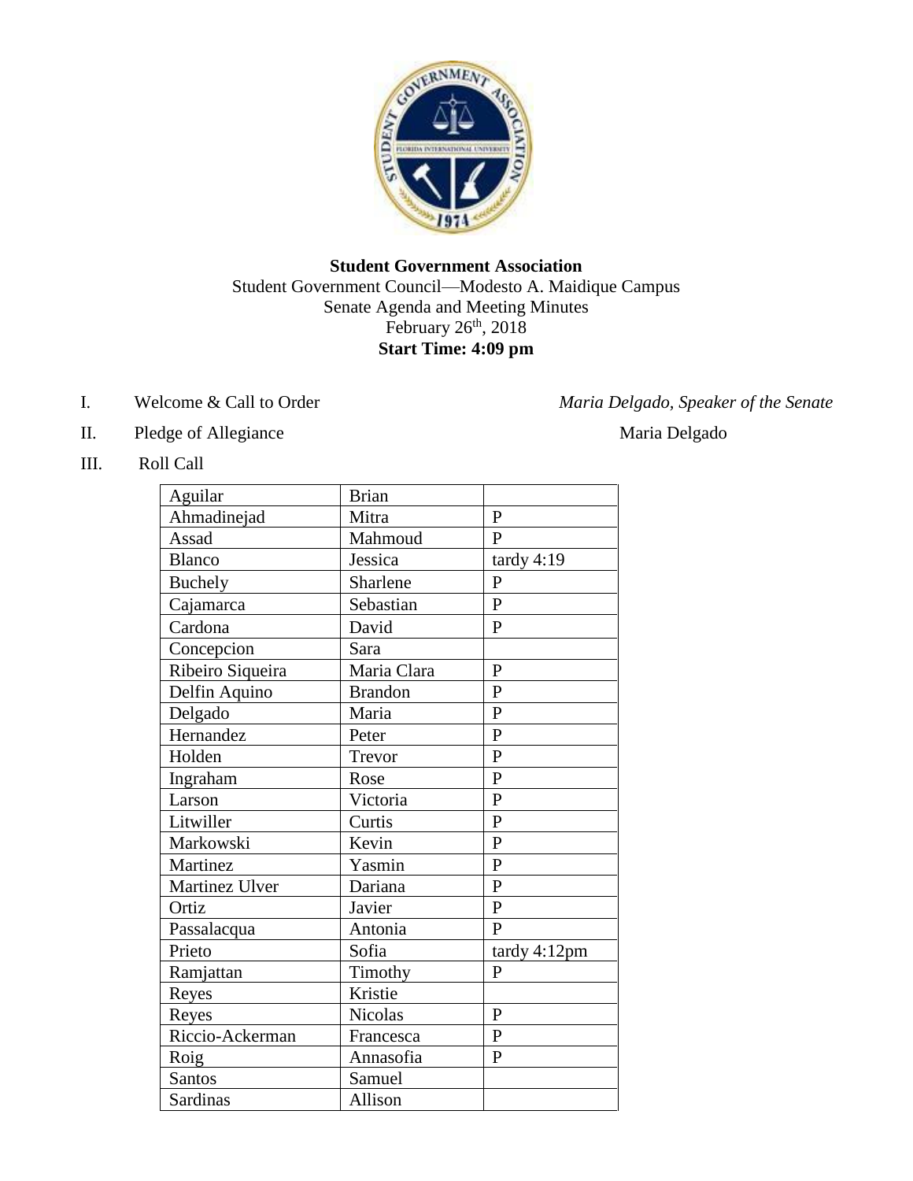**Student Government Association**

Student Government Council—Modesto A. Maidique Campus

Senate Agenda and Meeting Minutes

February 26th, 2018

**Start Time: 4:09 pm**

I. Welcome & Call to Order — *Maria Delgado, Speaker of the Senate*

II. Pledge of Allegiance — Maria Delgado

III. Roll Call

| | | |
|---|---|---|
| Aguilar | Brian | |
| Ahmadinejad | Mitra | P |
| Assad | Mahmoud | P |
| Blanco | Jessica | tardy 4:19 |
| Buchely | Sharlene | P |
| Cajamarca | Sebastian | P |
| Cardona | David | P |
| Concepcion | Sara | |
| Ribeiro Siqueira | Maria Clara | P |
| Delfin Aquino | Brandon | P |
| Delgado | Maria | P |
| Hernandez | Peter | P |
| Holden | Trevor | P |
| Ingraham | Rose | P |
| Larson | Victoria | P |
| Litwiller | Curtis | P |
| Markowski | Kevin | P |
| Martinez | Yasmin | P |
| Martinez Ulver | Dariana | P |
| Ortiz | Javier | P |
| Passalacqua | Antonia | P |
| Prieto | Sofia | tardy 4:12pm |
| Ramjattan | Timothy | P |
| Reyes | Kristie | |
| Reyes | Nicolas | P |
| Riccio-Ackerman | Francesca | P |
| Roig | Annasofia | P |
| Santos | Samuel | |
| Sardinas | Allison | |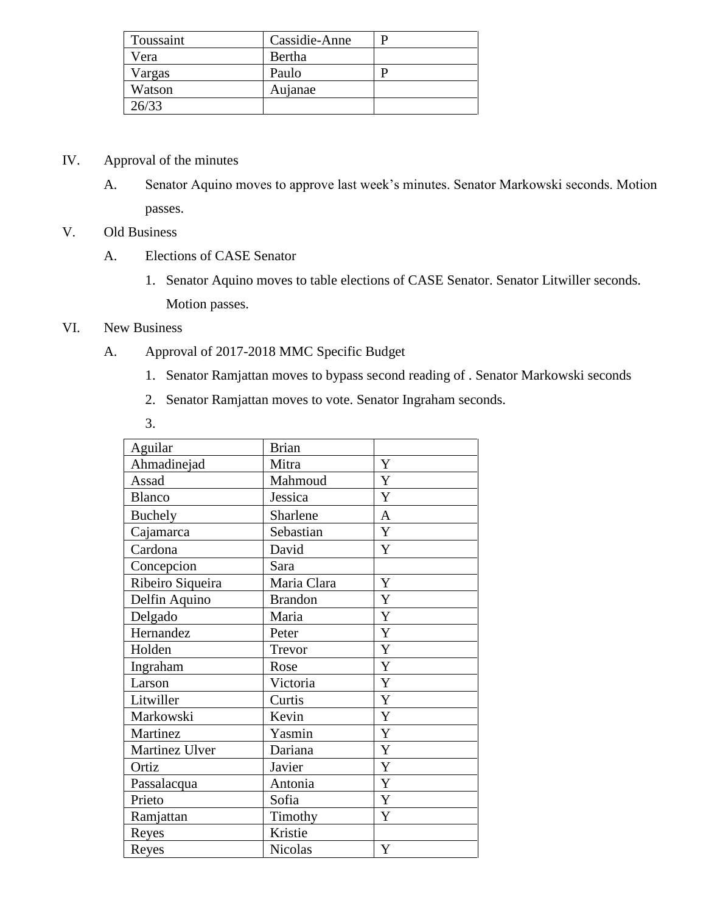| Toussaint | Cassidie-Anne | P |
|---|---|---|
| Vera | Bertha | |
| Vargas | Paulo | P |
| Watson | Aujanae | |
| 26/33 | | |

IV. Approval of the minutes

A. Senator Aquino moves to approve last week's minutes. Senator Markowski seconds. Motion passes.

V. Old Business

A. Elections of CASE Senator

1. Senator Aquino moves to table elections of CASE Senator. Senator Litwiller seconds. Motion passes.

VI. New Business

A. Approval of 2017-2018 MMC Specific Budget

1. Senator Ramjattan moves to bypass second reading of . Senator Markowski seconds
2. Senator Ramjattan moves to vote. Senator Ingraham seconds.
3.

| Aguilar | Brian | |
|---|---|---|
| Ahmadinejad | Mitra | Y |
| Assad | Mahmoud | Y |
| Blanco | Jessica | Y |
| Buchely | Sharlene | A |
| Cajamarca | Sebastian | Y |
| Cardona | David | Y |
| Concepcion | Sara | |
| Ribeiro Siqueira | Maria Clara | Y |
| Delfin Aquino | Brandon | Y |
| Delgado | Maria | Y |
| Hernandez | Peter | Y |
| Holden | Trevor | Y |
| Ingraham | Rose | Y |
| Larson | Victoria | Y |
| Litwiller | Curtis | Y |
| Markowski | Kevin | Y |
| Martinez | Yasmin | Y |
| Martinez Ulver | Dariana | Y |
| Ortiz | Javier | Y |
| Passalacqua | Antonia | Y |
| Prieto | Sofia | Y |
| Ramjattan | Timothy | Y |
| Reyes | Kristie | |
| Reyes | Nicolas | Y |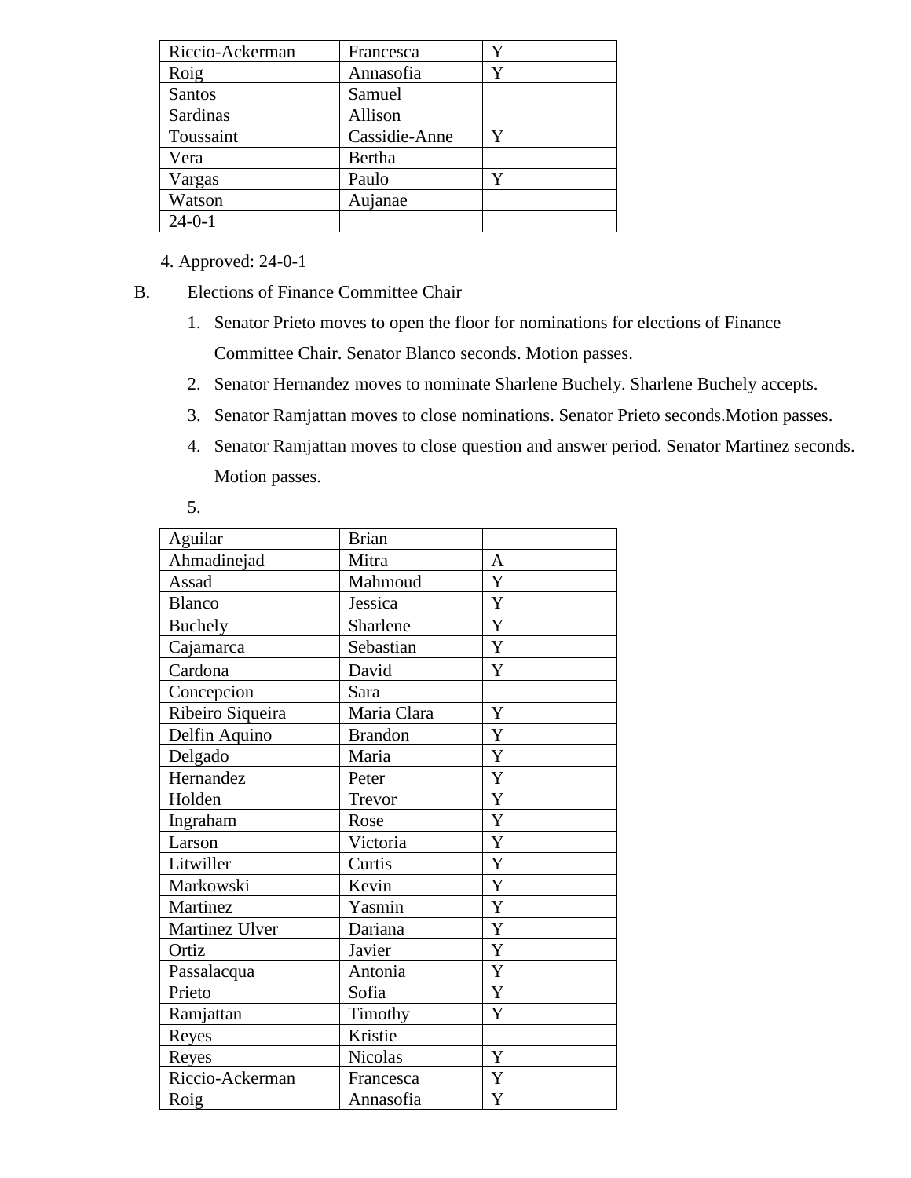| Riccio-Ackerman | Francesca | Y |
|---|---|---|
| Roig | Annasofia | Y |
| Santos | Samuel | |
| Sardinas | Allison | |
| Toussaint | Cassidie-Anne | Y |
| Vera | Bertha | |
| Vargas | Paulo | Y |
| Watson | Aujanae | |
| 24-0-1 | | |

4. Approved: 24-0-1

B. Elections of Finance Committee Chair

1. Senator Prieto moves to open the floor for nominations for elections of Finance Committee Chair. Senator Blanco seconds. Motion passes.
2. Senator Hernandez moves to nominate Sharlene Buchely. Sharlene Buchely accepts.
3. Senator Ramjattan moves to close nominations. Senator Prieto seconds.Motion passes.
4. Senator Ramjattan moves to close question and answer period. Senator Martinez seconds. Motion passes.
5. 

| Aguilar | Brian | |
|---|---|---|
| Ahmadinejad | Mitra | A |
| Assad | Mahmoud | Y |
| Blanco | Jessica | Y |
| Buchely | Sharlene | Y |
| Cajamarca | Sebastian | Y |
| Cardona | David | Y |
| Concepcion | Sara | |
| Ribeiro Siqueira | Maria Clara | Y |
| Delfin Aquino | Brandon | Y |
| Delgado | Maria | Y |
| Hernandez | Peter | Y |
| Holden | Trevor | Y |
| Ingraham | Rose | Y |
| Larson | Victoria | Y |
| Litwiller | Curtis | Y |
| Markowski | Kevin | Y |
| Martinez | Yasmin | Y |
| Martinez Ulver | Dariana | Y |
| Ortiz | Javier | Y |
| Passalacqua | Antonia | Y |
| Prieto | Sofia | Y |
| Ramjattan | Timothy | Y |
| Reyes | Kristie | |
| Reyes | Nicolas | Y |
| Riccio-Ackerman | Francesca | Y |
| Roig | Annasofia | Y |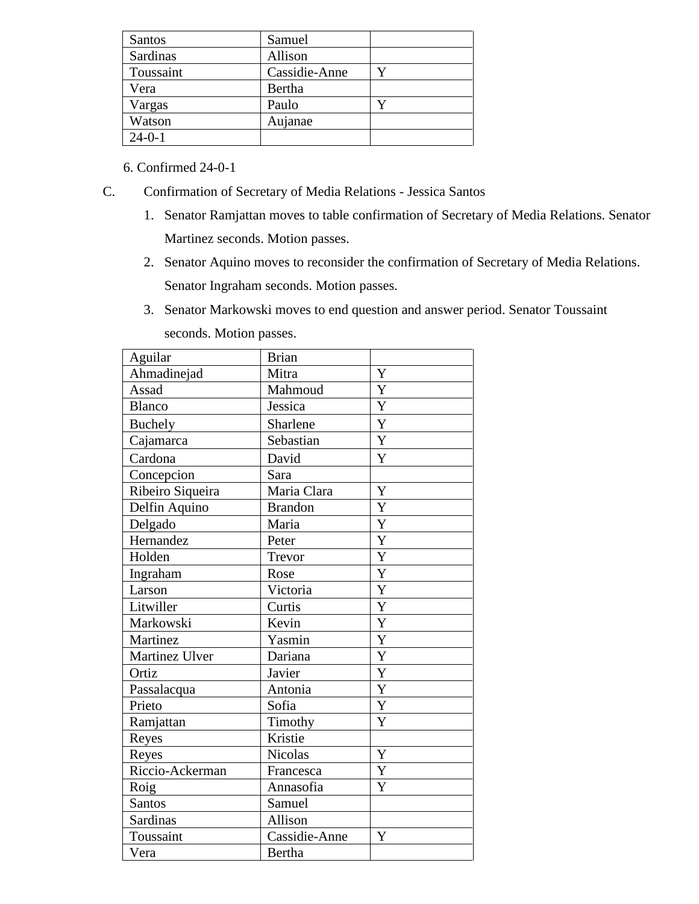| Santos | Samuel | |
|---|---|---|
| Sardinas | Allison | |
| Toussaint | Cassidie-Anne | Y |
| Vera | Bertha | |
| Vargas | Paulo | Y |
| Watson | Aujanae | |
| 24-0-1 | | |

6. Confirmed 24-0-1

C. Confirmation of Secretary of Media Relations - Jessica Santos

1. Senator Ramjattan moves to table confirmation of Secretary of Media Relations. Senator Martinez seconds. Motion passes.
2. Senator Aquino moves to reconsider the confirmation of Secretary of Media Relations. Senator Ingraham seconds. Motion passes.
3. Senator Markowski moves to end question and answer period. Senator Toussaint seconds. Motion passes.

| Aguilar | Brian | |
|---|---|---|
| Ahmadinejad | Mitra | Y |
| Assad | Mahmoud | Y |
| Blanco | Jessica | Y |
| Buchely | Sharlene | Y |
| Cajamarca | Sebastian | Y |
| Cardona | David | Y |
| Concepcion | Sara | |
| Ribeiro Siqueira | Maria Clara | Y |
| Delfin Aquino | Brandon | Y |
| Delgado | Maria | Y |
| Hernandez | Peter | Y |
| Holden | Trevor | Y |
| Ingraham | Rose | Y |
| Larson | Victoria | Y |
| Litwiller | Curtis | Y |
| Markowski | Kevin | Y |
| Martinez | Yasmin | Y |
| Martinez Ulver | Dariana | Y |
| Ortiz | Javier | Y |
| Passalacqua | Antonia | Y |
| Prieto | Sofia | Y |
| Ramjattan | Timothy | Y |
| Reyes | Kristie | |
| Reyes | Nicolas | Y |
| Riccio-Ackerman | Francesca | Y |
| Roig | Annasofia | Y |
| Santos | Samuel | |
| Sardinas | Allison | |
| Toussaint | Cassidie-Anne | Y |
| Vera | Bertha | |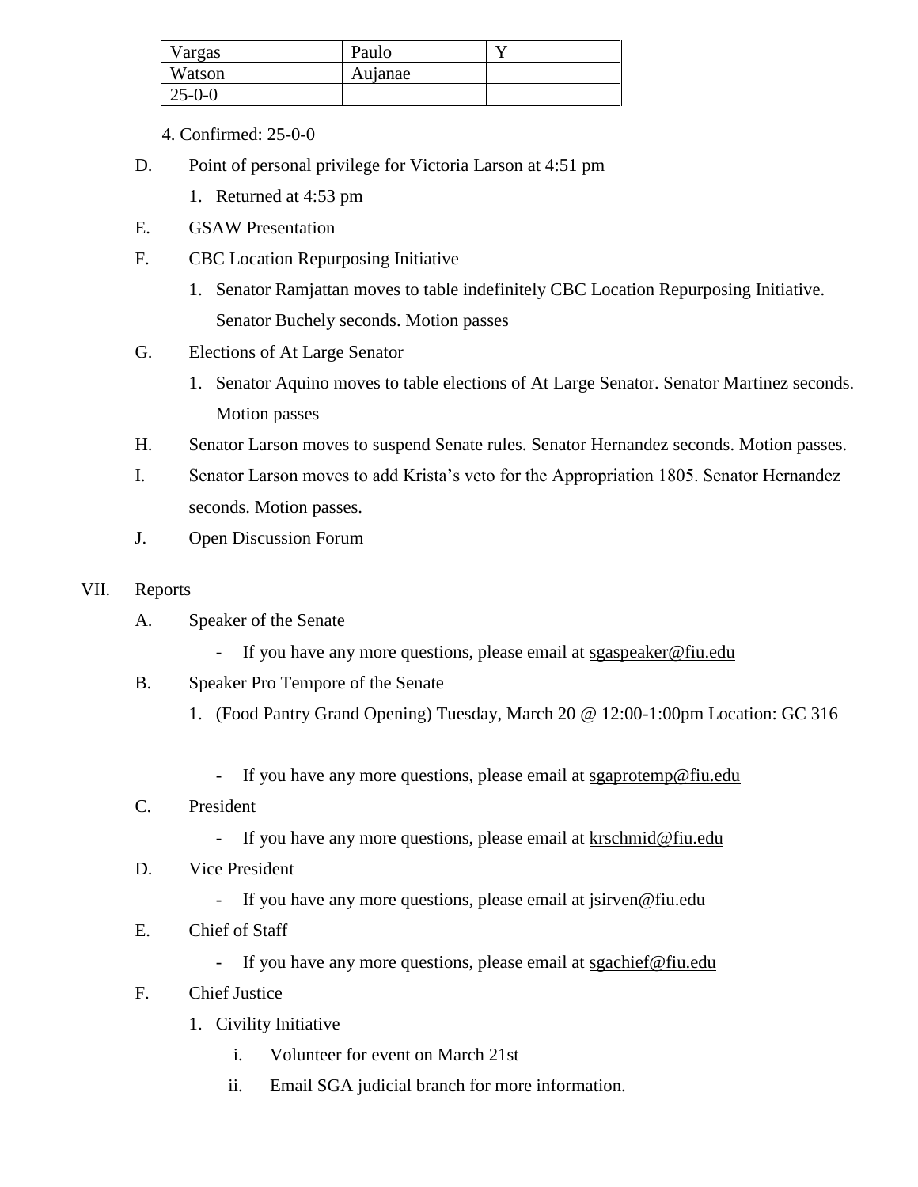| Vargas | Paulo | Y |
|---|---|---|
| Watson | Aujanae | |
| 25-0-0 | | |

4. Confirmed: 25-0-0

D. Point of personal privilege for Victoria Larson at 4:51 pm
   1. Returned at 4:53 pm

E. GSAW Presentation

F. CBC Location Repurposing Initiative
   1. Senator Ramjattan moves to table indefinitely CBC Location Repurposing Initiative. Senator Buchely seconds. Motion passes

G. Elections of At Large Senator
   1. Senator Aquino moves to table elections of At Large Senator. Senator Martinez seconds. Motion passes

H. Senator Larson moves to suspend Senate rules. Senator Hernandez seconds. Motion passes.

I. Senator Larson moves to add Krista's veto for the Appropriation 1805. Senator Hernandez seconds. Motion passes.

J. Open Discussion Forum

VII. Reports

A. Speaker of the Senate
   - If you have any more questions, please email at sgaspeaker@fiu.edu

B. Speaker Pro Tempore of the Senate
   1. (Food Pantry Grand Opening) Tuesday, March 20 @ 12:00-1:00pm Location: GC 316

   - If you have any more questions, please email at sgaprotemp@fiu.edu

C. President
   - If you have any more questions, please email at krschmid@fiu.edu

D. Vice President
   - If you have any more questions, please email at jsirven@fiu.edu

E. Chief of Staff
   - If you have any more questions, please email at sgachief@fiu.edu

F. Chief Justice
   1. Civility Initiative
      i. Volunteer for event on March 21st
      ii. Email SGA judicial branch for more information.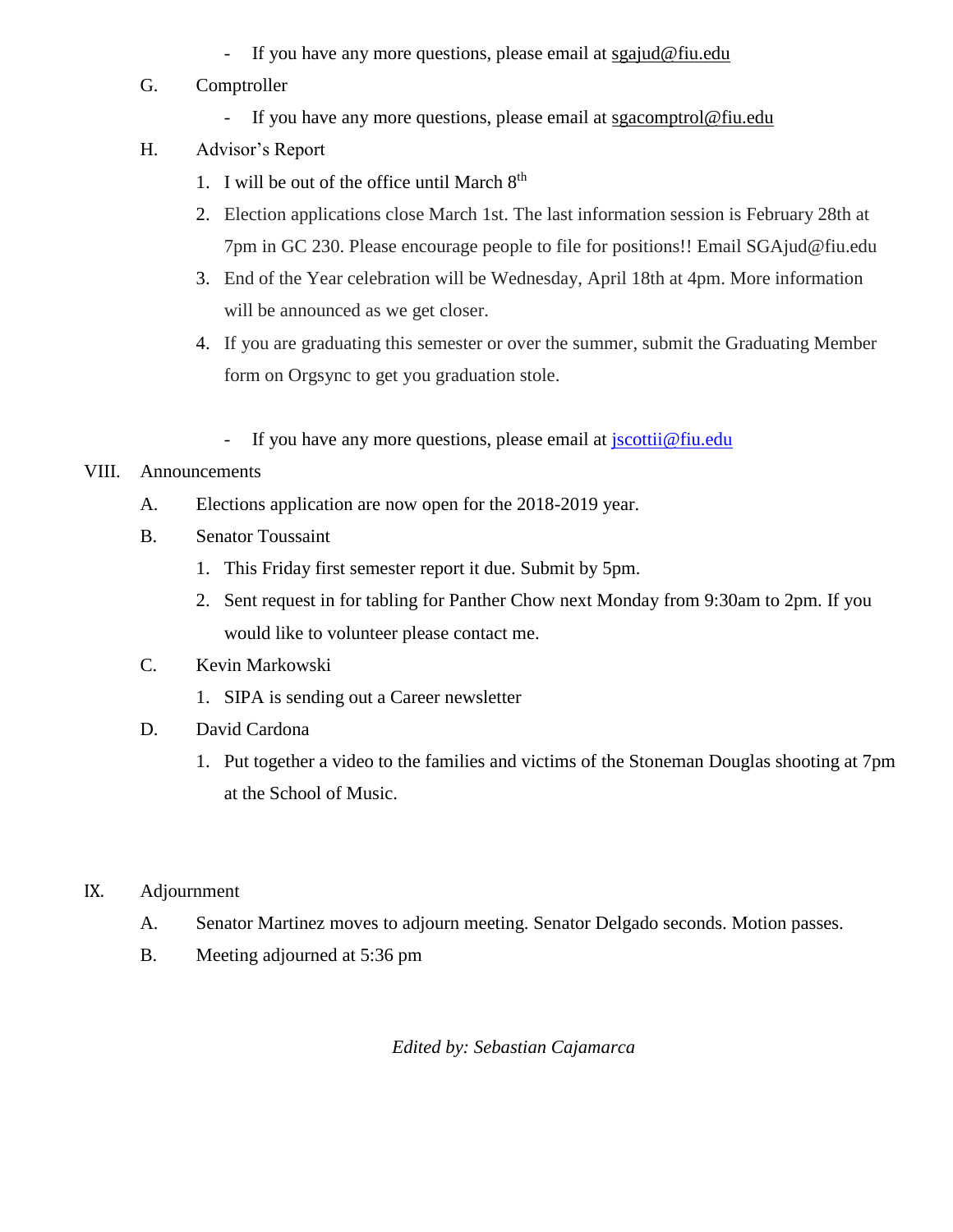- If you have any more questions, please email at sgajud@fiu.edu

G. Comptroller

- If you have any more questions, please email at sgacomptrol@fiu.edu

H. Advisor's Report

1. I will be out of the office until March 8th
2. Election applications close March 1st. The last information session is February 28th at 7pm in GC 230. Please encourage people to file for positions!! Email SGAjud@fiu.edu
3. End of the Year celebration will be Wednesday, April 18th at 4pm. More information will be announced as we get closer.
4. If you are graduating this semester or over the summer, submit the Graduating Member form on Orgsync to get you graduation stole.

- If you have any more questions, please email at jscottii@fiu.edu

VIII. Announcements

A. Elections application are now open for the 2018-2019 year.

B. Senator Toussaint

1. This Friday first semester report it due. Submit by 5pm.
2. Sent request in for tabling for Panther Chow next Monday from 9:30am to 2pm. If you would like to volunteer please contact me.

C. Kevin Markowski

1. SIPA is sending out a Career newsletter

D. David Cardona

1. Put together a video to the families and victims of the Stoneman Douglas shooting at 7pm at the School of Music.

IX. Adjournment

A. Senator Martinez moves to adjourn meeting. Senator Delgado seconds. Motion passes.

B. Meeting adjourned at 5:36 pm

*Edited by: Sebastian Cajamarca*